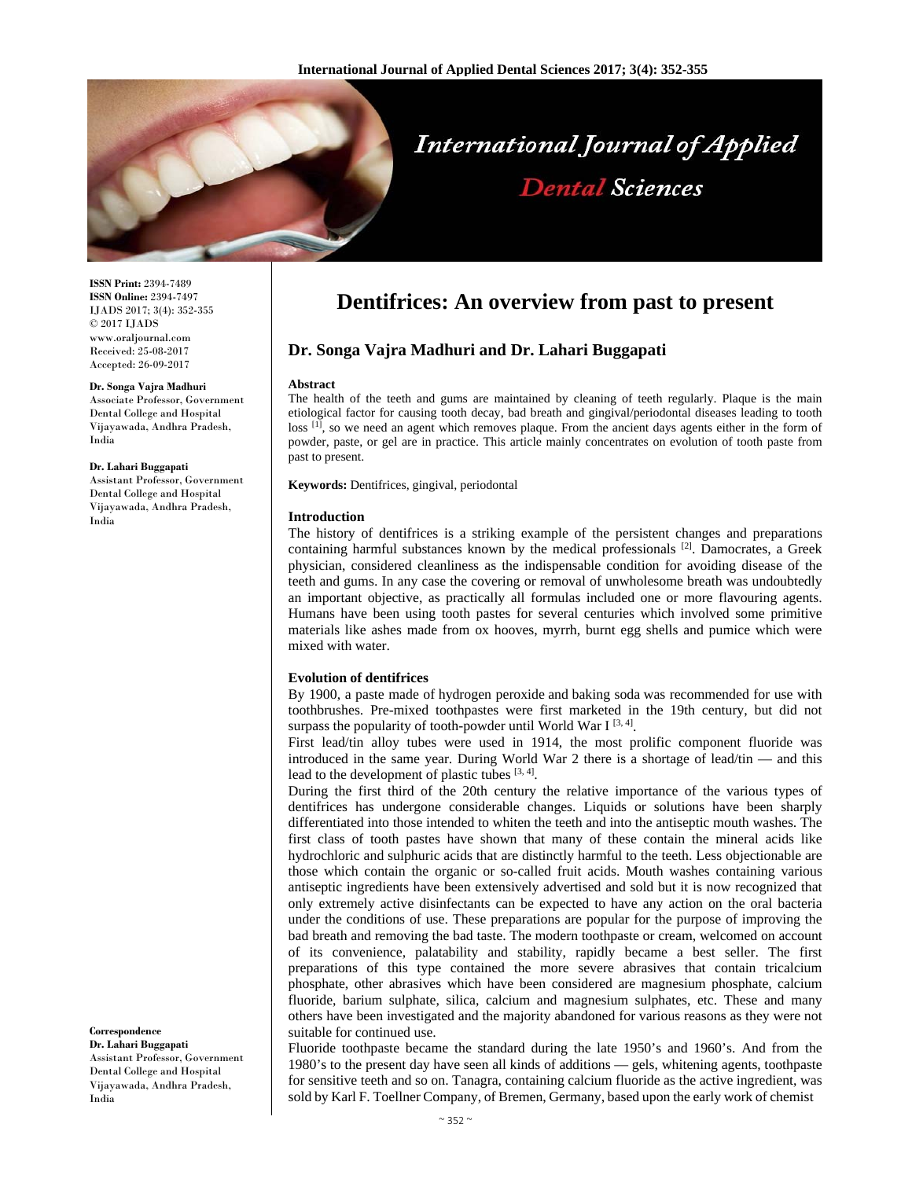ISSN Print: 2394-7489
ISSN Online: 2394-7497
IJADS 2017; 3(4): 352-355
© 2017 IJADS
www.oraljournal.com
Received: 25-08-2017
Accepted: 26-09-2017

**Dr. Songa Vajra Madhuri**
Associate Professor, Government Dental College and Hospital Vijayawada, Andhra Pradesh, India

**Dr. Lahari Buggapati**
Assistant Professor, Government Dental College and Hospital Vijayawada, Andhra Pradesh, India

**Correspondence**
**Dr. Lahari Buggapati**
Assistant Professor, Government Dental College and Hospital Vijayawada, Andhra Pradesh, India

# Dentifrices: An overview from past to present

## Dr. Songa Vajra Madhuri and Dr. Lahari Buggapati

### Abstract

The health of the teeth and gums are maintained by cleaning of teeth regularly. Plaque is the main etiological factor for causing tooth decay, bad breath and gingival/periodontal diseases leading to tooth loss [1], so we need an agent which removes plaque. From the ancient days agents either in the form of powder, paste, or gel are in practice. This article mainly concentrates on evolution of tooth paste from past to present.

**Keywords:** Dentifrices, gingival, periodontal

### Introduction

The history of dentifrices is a striking example of the persistent changes and preparations containing harmful substances known by the medical professionals [2]. Damocrates, a Greek physician, considered cleanliness as the indispensable condition for avoiding disease of the teeth and gums. In any case the covering or removal of unwholesome breath was undoubtedly an important objective, as practically all formulas included one or more flavouring agents. Humans have been using tooth pastes for several centuries which involved some primitive materials like ashes made from ox hooves, myrrh, burnt egg shells and pumice which were mixed with water.

### Evolution of dentifrices

By 1900, a paste made of hydrogen peroxide and baking soda was recommended for use with toothbrushes. Pre-mixed toothpastes were first marketed in the 19th century, but did not surpass the popularity of tooth-powder until World War I [3, 4].

First lead/tin alloy tubes were used in 1914, the most prolific component fluoride was introduced in the same year. During World War 2 there is a shortage of lead/tin — and this lead to the development of plastic tubes [3, 4].

During the first third of the 20th century the relative importance of the various types of dentifrices has undergone considerable changes. Liquids or solutions have been sharply differentiated into those intended to whiten the teeth and into the antiseptic mouth washes. The first class of tooth pastes have shown that many of these contain the mineral acids like hydrochloric and sulphuric acids that are distinctly harmful to the teeth. Less objectionable are those which contain the organic or so-called fruit acids. Mouth washes containing various antiseptic ingredients have been extensively advertised and sold but it is now recognized that only extremely active disinfectants can be expected to have any action on the oral bacteria under the conditions of use. These preparations are popular for the purpose of improving the bad breath and removing the bad taste. The modern toothpaste or cream, welcomed on account of its convenience, palatability and stability, rapidly became a best seller. The first preparations of this type contained the more severe abrasives that contain tricalcium phosphate, other abrasives which have been considered are magnesium phosphate, calcium fluoride, barium sulphate, silica, calcium and magnesium sulphates, etc. These and many others have been investigated and the majority abandoned for various reasons as they were not suitable for continued use.

Fluoride toothpaste became the standard during the late 1950's and 1960's. And from the 1980's to the present day have seen all kinds of additions — gels, whitening agents, toothpaste for sensitive teeth and so on. Tanagra, containing calcium fluoride as the active ingredient, was sold by Karl F. Toellner Company, of Bremen, Germany, based upon the early work of chemist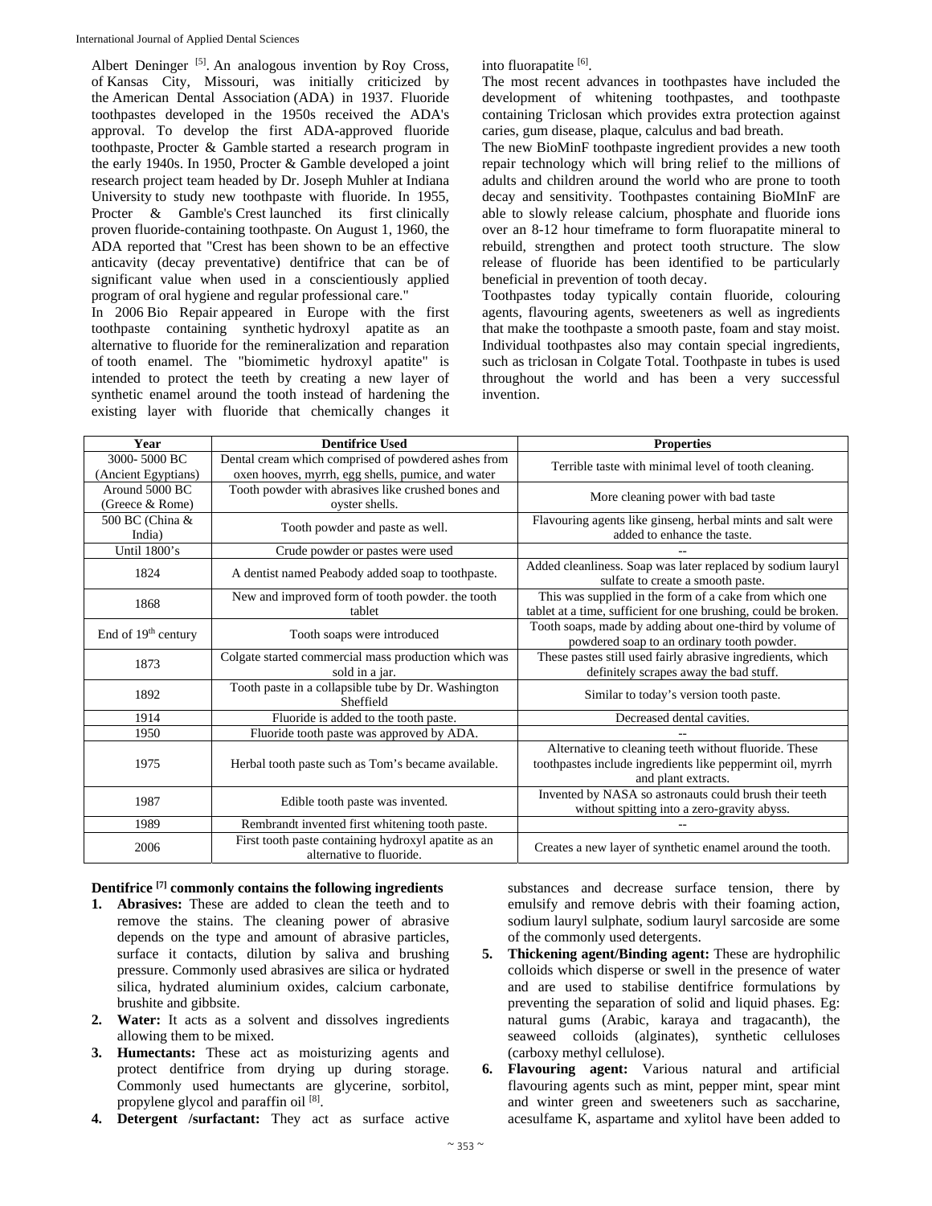Albert Deninger [5]. An analogous invention by Roy Cross, of Kansas City, Missouri, was initially criticized by the American Dental Association (ADA) in 1937. Fluoride toothpastes developed in the 1950s received the ADA's approval. To develop the first ADA-approved fluoride toothpaste, Procter & Gamble started a research program in the early 1940s. In 1950, Procter & Gamble developed a joint research project team headed by Dr. Joseph Muhler at Indiana University to study new toothpaste with fluoride. In 1955, Procter & Gamble's Crest launched its first clinically proven fluoride-containing toothpaste. On August 1, 1960, the ADA reported that "Crest has been shown to be an effective anticavity (decay preventative) dentifrice that can be of significant value when used in a conscientiously applied program of oral hygiene and regular professional care."

In 2006 Bio Repair appeared in Europe with the first toothpaste containing synthetic hydroxyl apatite as an alternative to fluoride for the remineralization and reparation of tooth enamel. The "biomimetic hydroxyl apatite" is intended to protect the teeth by creating a new layer of synthetic enamel around the tooth instead of hardening the existing layer with fluoride that chemically changes it into fluorapatite [6].

The most recent advances in toothpastes have included the development of whitening toothpastes, and toothpaste containing Triclosan which provides extra protection against caries, gum disease, plaque, calculus and bad breath.

The new BioMinF toothpaste ingredient provides a new tooth repair technology which will bring relief to the millions of adults and children around the world who are prone to tooth decay and sensitivity. Toothpastes containing BioMInF are able to slowly release calcium, phosphate and fluoride ions over an 8-12 hour timeframe to form fluorapatite mineral to rebuild, strengthen and protect tooth structure. The slow release of fluoride has been identified to be particularly beneficial in prevention of tooth decay.

Toothpastes today typically contain fluoride, colouring agents, flavouring agents, sweeteners as well as ingredients that make the toothpaste a smooth paste, foam and stay moist. Individual toothpastes also may contain special ingredients, such as triclosan in Colgate Total. Toothpaste in tubes is used throughout the world and has been a very successful invention.

| Year | Dentifrice Used | Properties |
|---|---|---|
| 3000- 5000 BC (Ancient Egyptians) | Dental cream which comprised of powdered ashes from oxen hooves, myrrh, egg shells, pumice, and water | Terrible taste with minimal level of tooth cleaning. |
| Around 5000 BC (Greece & Rome) | Tooth powder with abrasives like crushed bones and oyster shells. | More cleaning power with bad taste |
| 500 BC (China & India) | Tooth powder and paste as well. | Flavouring agents like ginseng, herbal mints and salt were added to enhance the taste. |
| Until 1800's | Crude powder or pastes were used | -- |
| 1824 | A dentist named Peabody added soap to toothpaste. | Added cleanliness. Soap was later replaced by sodium lauryl sulfate to create a smooth paste. |
| 1868 | New and improved form of tooth powder. the tooth tablet | This was supplied in the form of a cake from which one tablet at a time, sufficient for one brushing, could be broken. |
| End of 19th century | Tooth soaps were introduced | Tooth soaps, made by adding about one-third by volume of powdered soap to an ordinary tooth powder. |
| 1873 | Colgate started commercial mass production which was sold in a jar. | These pastes still used fairly abrasive ingredients, which definitely scrapes away the bad stuff. |
| 1892 | Tooth paste in a collapsible tube by Dr. Washington Sheffield | Similar to today's version tooth paste. |
| 1914 | Fluoride is added to the tooth paste. | Decreased dental cavities. |
| 1950 | Fluoride tooth paste was approved by ADA. | -- |
| 1975 | Herbal tooth paste such as Tom's became available. | Alternative to cleaning teeth without fluoride. These toothpastes include ingredients like peppermint oil, myrrh and plant extracts. |
| 1987 | Edible tooth paste was invented. | Invented by NASA so astronauts could brush their teeth without spitting into a zero-gravity abyss. |
| 1989 | Rembrandt invented first whitening tooth paste. | -- |
| 2006 | First tooth paste containing hydroxyl apatite as an alternative to fluoride. | Creates a new layer of synthetic enamel around the tooth. |

**Dentifrice [7] commonly contains the following ingredients**

1. **Abrasives:** These are added to clean the teeth and to remove the stains. The cleaning power of abrasive depends on the type and amount of abrasive particles, surface it contacts, dilution by saliva and brushing pressure. Commonly used abrasives are silica or hydrated silica, hydrated aluminium oxides, calcium carbonate, brushite and gibbsite.
2. **Water:** It acts as a solvent and dissolves ingredients allowing them to be mixed.
3. **Humectants:** These act as moisturizing agents and protect dentifrice from drying up during storage. Commonly used humectants are glycerine, sorbitol, propylene glycol and paraffin oil [8].
4. **Detergent /surfactant:** They act as surface active substances and decrease surface tension, there by emulsify and remove debris with their foaming action, sodium lauryl sulphate, sodium lauryl sarcoside are some of the commonly used detergents.
5. **Thickening agent/Binding agent:** These are hydrophilic colloids which disperse or swell in the presence of water and are used to stabilise dentifrice formulations by preventing the separation of solid and liquid phases. Eg: natural gums (Arabic, karaya and tragacanth), the seaweed colloids (alginates), synthetic celluloses (carboxy methyl cellulose).
6. **Flavouring agent:** Various natural and artificial flavouring agents such as mint, pepper mint, spear mint and winter green and sweeteners such as saccharine, acesulfame K, aspartame and xylitol have been added to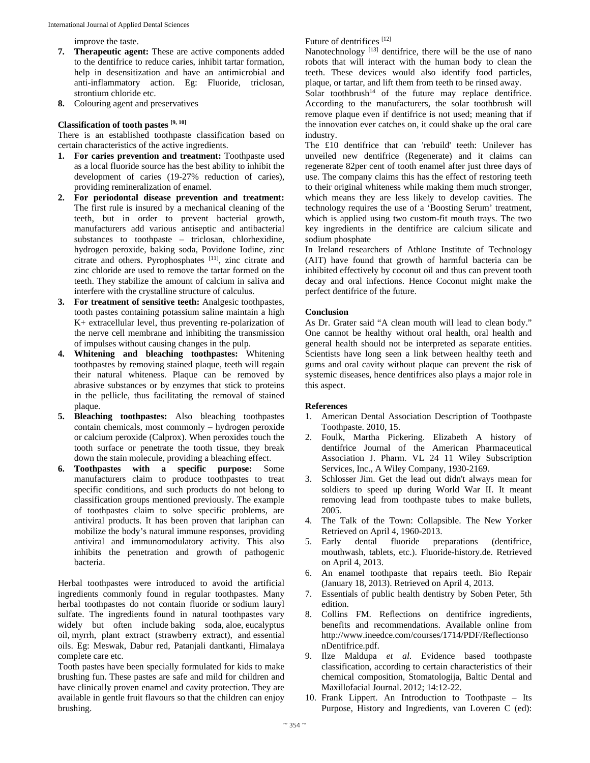improve the taste.

7. **Therapeutic agent:** These are active components added to the dentifrice to reduce caries, inhibit tartar formation, help in desensitization and have an antimicrobial and anti-inflammatory action. Eg: Fluoride, triclosan, strontium chloride etc.
8. Colouring agent and preservatives

**Classification of tooth pastes [9, 10]**

There is an established toothpaste classification based on certain characteristics of the active ingredients.

1. **For caries prevention and treatment:** Toothpaste used as a local fluoride source has the best ability to inhibit the development of caries (19-27% reduction of caries), providing remineralization of enamel.
2. **For periodontal disease prevention and treatment:** The first rule is insured by a mechanical cleaning of the teeth, but in order to prevent bacterial growth, manufacturers add various antiseptic and antibacterial substances to toothpaste – triclosan, chlorhexidine, hydrogen peroxide, baking soda, Povidone Iodine, zinc citrate and others. Pyrophosphates [11], zinc citrate and zinc chloride are used to remove the tartar formed on the teeth. They stabilize the amount of calcium in saliva and interfere with the crystalline structure of calculus.
3. **For treatment of sensitive teeth:** Analgesic toothpastes, tooth pastes containing potassium saline maintain a high K+ extracellular level, thus preventing re-polarization of the nerve cell membrane and inhibiting the transmission of impulses without causing changes in the pulp.
4. **Whitening and bleaching toothpastes:** Whitening toothpastes by removing stained plaque, teeth will regain their natural whiteness. Plaque can be removed by abrasive substances or by enzymes that stick to proteins in the pellicle, thus facilitating the removal of stained plaque.
5. **Bleaching toothpastes:** Also bleaching toothpastes contain chemicals, most commonly – hydrogen peroxide or calcium peroxide (Calprox). When peroxides touch the tooth surface or penetrate the tooth tissue, they break down the stain molecule, providing a bleaching effect.
6. **Toothpastes with a specific purpose:** Some manufacturers claim to produce toothpastes to treat specific conditions, and such products do not belong to classification groups mentioned previously. The example of toothpastes claim to solve specific problems, are antiviral products. It has been proven that lariphan can mobilize the body's natural immune responses, providing antiviral and immunomodulatory activity. This also inhibits the penetration and growth of pathogenic bacteria.

Herbal toothpastes were introduced to avoid the artificial ingredients commonly found in regular toothpastes. Many herbal toothpastes do not contain fluoride or sodium lauryl sulfate. The ingredients found in natural toothpastes vary widely but often include baking soda, aloe, eucalyptus oil, myrrh, plant extract (strawberry extract), and essential oils. Eg: Meswak, Dabur red, Patanjali dantkanti, Himalaya complete care etc.

Tooth pastes have been specially formulated for kids to make brushing fun. These pastes are safe and mild for children and have clinically proven enamel and cavity protection. They are available in gentle fruit flavours so that the children can enjoy brushing.

Future of dentrifices [12]

Nanotechnology [13] dentifrice, there will be the use of nano robots that will interact with the human body to clean the teeth. These devices would also identify food particles, plaque, or tartar, and lift them from teeth to be rinsed away.

Solar toothbrush[14] of the future may replace dentifrice. According to the manufacturers, the solar toothbrush will remove plaque even if dentifrice is not used; meaning that if the innovation ever catches on, it could shake up the oral care industry.

The £10 dentifrice that can 'rebuild' teeth: Unilever has unveiled new dentifrice (Regenerate) and it claims can regenerate 82per cent of tooth enamel after just three days of use. The company claims this has the effect of restoring teeth to their original whiteness while making them much stronger, which means they are less likely to develop cavities. The technology requires the use of a 'Boosting Serum' treatment, which is applied using two custom-fit mouth trays. The two key ingredients in the dentifrice are calcium silicate and sodium phosphate

In Ireland researchers of Athlone Institute of Technology (AIT) have found that growth of harmful bacteria can be inhibited effectively by coconut oil and thus can prevent tooth decay and oral infections. Hence Coconut might make the perfect dentifrice of the future.

**Conclusion**

As Dr. Grater said "A clean mouth will lead to clean body." One cannot be healthy without oral health, oral health and general health should not be interpreted as separate entities. Scientists have long seen a link between healthy teeth and gums and oral cavity without plaque can prevent the risk of systemic diseases, hence dentifrices also plays a major role in this aspect.

**References**

1. American Dental Association Description of Toothpaste Toothpaste. 2010, 15.
2. Foulk, Martha Pickering. Elizabeth A history of dentifrice Journal of the American Pharmaceutical Association J. Pharm. VL 24 11 Wiley Subscription Services, Inc., A Wiley Company, 1930-2169.
3. Schlosser Jim. Get the lead out didn't always mean for soldiers to speed up during World War II. It meant removing lead from toothpaste tubes to make bullets, 2005.
4. The Talk of the Town: Collapsible. The New Yorker Retrieved on April 4, 1960-2013.
5. Early dental fluoride preparations (dentifrice, mouthwash, tablets, etc.). Fluoride-history.de. Retrieved on April 4, 2013.
6. An enamel toothpaste that repairs teeth. Bio Repair (January 18, 2013). Retrieved on April 4, 2013.
7. Essentials of public health dentistry by Soben Peter, 5th edition.
8. Collins FM. Reflections on dentifrice ingredients, benefits and recommendations. Available online from http://www.ineedce.com/courses/1714/PDF/ReflectionsonDentifrice.pdf.
9. Ilze Maldupa *et al*. Evidence based toothpaste classification, according to certain characteristics of their chemical composition, Stomatologija, Baltic Dental and Maxillofacial Journal. 2012; 14:12-22.
10. Frank Lippert. An Introduction to Toothpaste – Its Purpose, History and Ingredients, van Loveren C (ed):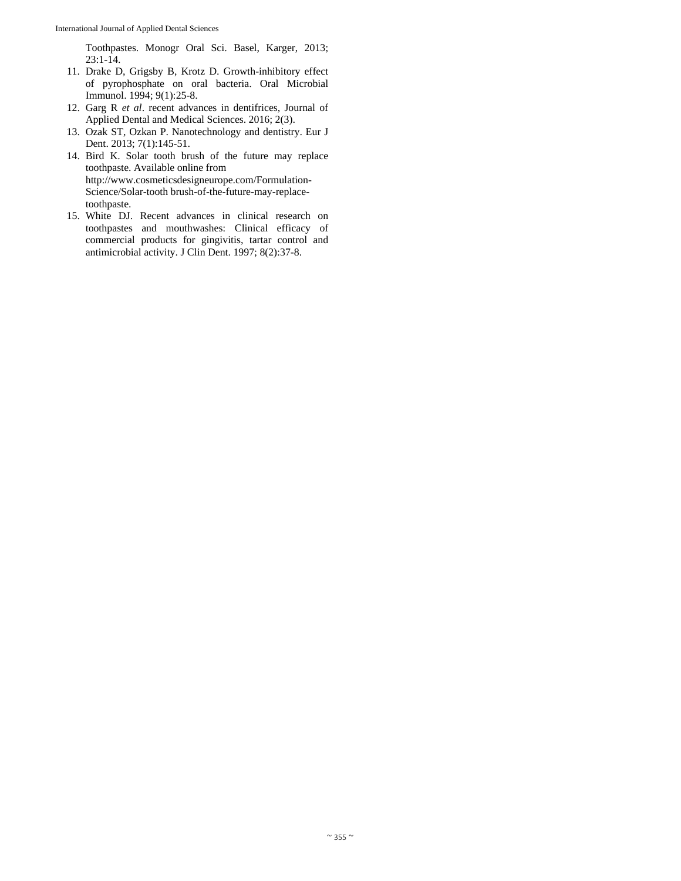Toothpastes. Monogr Oral Sci. Basel, Karger, 2013; 23:1-14.

11. Drake D, Grigsby B, Krotz D. Growth-inhibitory effect of pyrophosphate on oral bacteria. Oral Microbial Immunol. 1994; 9(1):25-8.
12. Garg R *et al*. recent advances in dentifrices, Journal of Applied Dental and Medical Sciences. 2016; 2(3).
13. Ozak ST, Ozkan P. Nanotechnology and dentistry. Eur J Dent. 2013; 7(1):145-51.
14. Bird K. Solar tooth brush of the future may replace toothpaste. Available online from http://www.cosmeticsdesigneurope.com/Formulation-Science/Solar-tooth brush-of-the-future-may-replace-toothpaste.
15. White DJ. Recent advances in clinical research on toothpastes and mouthwashes: Clinical efficacy of commercial products for gingivitis, tartar control and antimicrobial activity. J Clin Dent. 1997; 8(2):37-8.